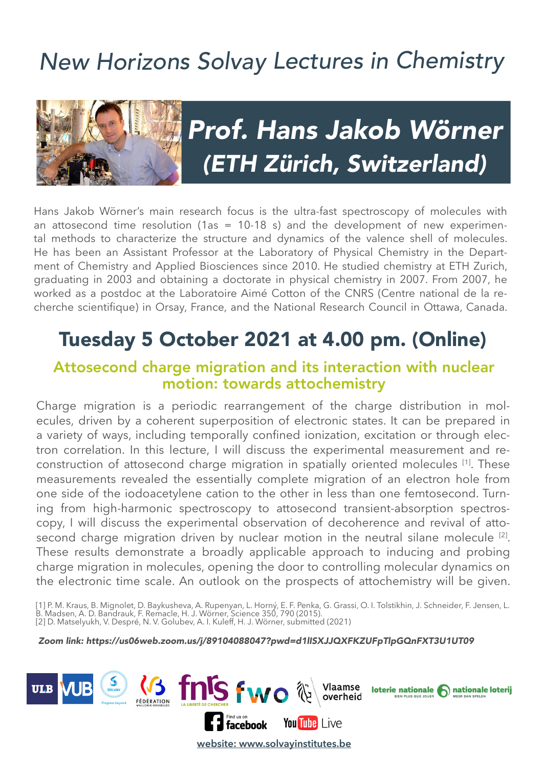# *New Horizons Solvay Lectures in Chemistry*

## *Prof. Hans Jakob Wörner (ETH Zürich, Switzerland)*

Hans Jakob Wörner's main research focus is the ultra-fast spectroscopy of molecules with an attosecond time resolution (1as = 10-18 s) and the development of new experimental methods to characterize the structure and dynamics of the valence shell of molecules. He has been an Assistant Professor at the Laboratory of Physical Chemistry in the Department of Chemistry and Applied Biosciences since 2010. He studied chemistry at ETH Zurich, graduating in 2003 and obtaining a doctorate in physical chemistry in 2007. From 2007, he worked as a postdoc at the Laboratoire Aimé Cotton of the CNRS (Centre national de la recherche scientifique) in Orsay, France, and the National Research Council in Ottawa, Canada.

## Tuesday 5 October 2021 at 4.00 pm. (Online)

### Attosecond charge migration and its interaction with nuclear motion: towards attochemistry

Charge migration is a periodic rearrangement of the charge distribution in molecules, driven by a coherent superposition of electronic states. It can be prepared in a variety of ways, including temporally confined ionization, excitation or through electron correlation. In this lecture, I will discuss the experimental measurement and reconstruction of attosecond charge migration in spatially oriented molecules [1]. These measurements revealed the essentially complete migration of an electron hole from one side of the iodoacetylene cation to the other in less than one femtosecond. Turning from high-harmonic spectroscopy to attosecond transient-absorption spectroscopy, I will discuss the experimental observation of decoherence and revival of attosecond charge migration driven by nuclear motion in the neutral silane molecule [2]. These results demonstrate a broadly applicable approach to inducing and probing charge migration in molecules, opening the door to controlling molecular dynamics on the electronic time scale. An outlook on the prospects of attochemistry will be given.

[1] P. M. Kraus, B. Mignolet, D. Baykusheva, A. Rupenyan, L. Horný, E. F. Penka, G. Grassi, O. I. Tolstikhin, J. Schneider, F. Jensen, L. B. Madsen, A. D. Bandrauk, F. Remacle, H. J. Wörner, Science 350, 790 (2015).
[2] D. Matselyukh, V. Despré, N. V. Golubev, A. I. Kuleff, H. J. Wörner, submitted (2021)

*Zoom link: https://us06web.zoom.us/j/89104088047?pwd=d1lISXJJQXFKZUFpTlpGQnFXT3U1UT09*

Find us on facebook YouTube Live

website: www.solvayinstitutes.be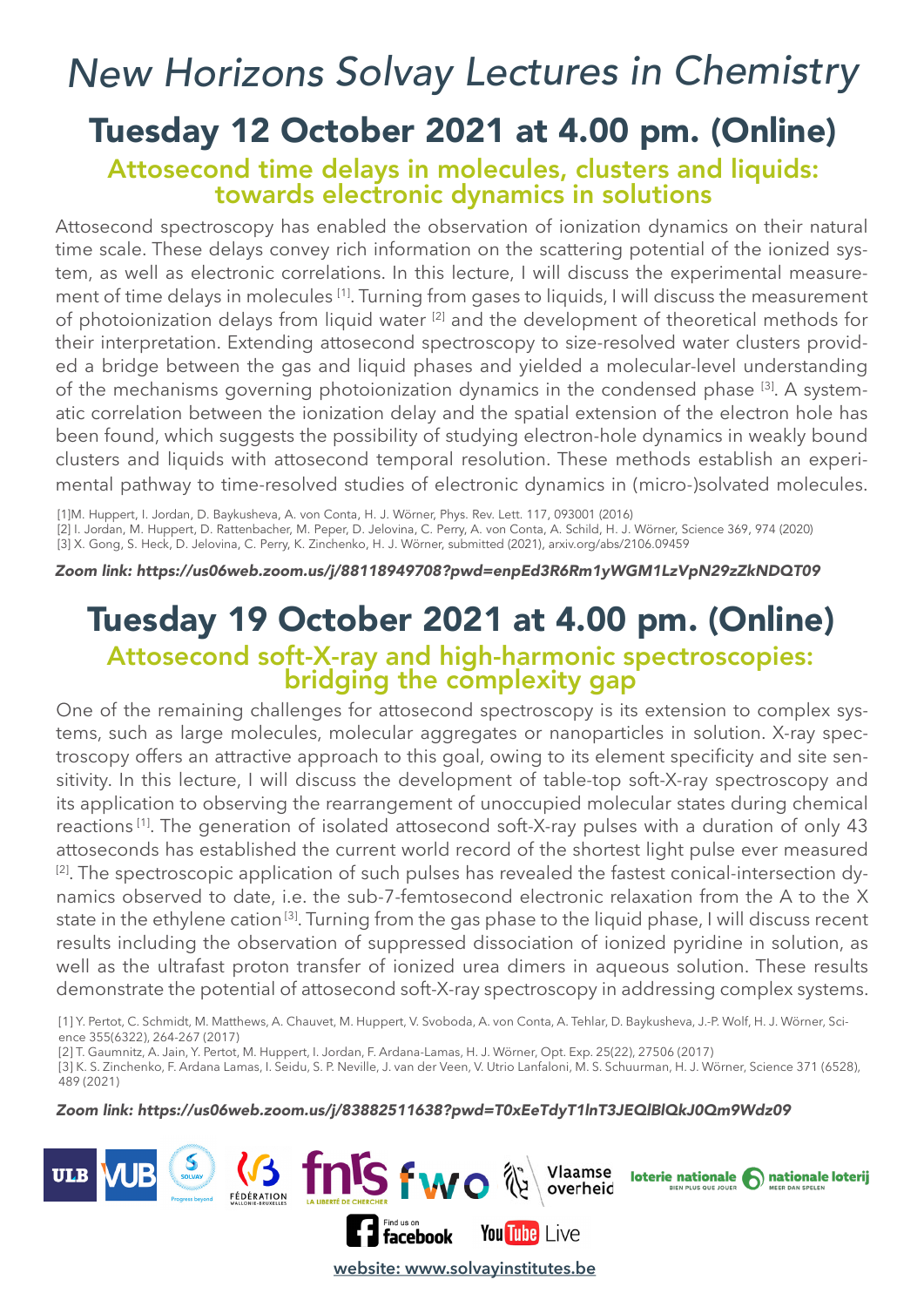# *New Horizons Solvay Lectures in Chemistry*

## Tuesday 12 October 2021 at 4.00 pm. (Online)

### Attosecond time delays in molecules, clusters and liquids: towards electronic dynamics in solutions

Attosecond spectroscopy has enabled the observation of ionization dynamics on their natural time scale. These delays convey rich information on the scattering potential of the ionized system, as well as electronic correlations. In this lecture, I will discuss the experimental measurement of time delays in molecules [1]. Turning from gases to liquids, I will discuss the measurement of photoionization delays from liquid water [2] and the development of theoretical methods for their interpretation. Extending attosecond spectroscopy to size-resolved water clusters provided a bridge between the gas and liquid phases and yielded a molecular-level understanding of the mechanisms governing photoionization dynamics in the condensed phase [3]. A systematic correlation between the ionization delay and the spatial extension of the electron hole has been found, which suggests the possibility of studying electron-hole dynamics in weakly bound clusters and liquids with attosecond temporal resolution. These methods establish an experimental pathway to time-resolved studies of electronic dynamics in (micro-)solvated molecules.

[1]M. Huppert, I. Jordan, D. Baykusheva, A. von Conta, H. J. Wörner, Phys. Rev. Lett. 117, 093001 (2016)
[2] I. Jordan, M. Huppert, D. Rattenbacher, M. Peper, D. Jelovina, C. Perry, A. von Conta, A. Schild, H. J. Wörner, Science 369, 974 (2020)
[3] X. Gong, S. Heck, D. Jelovina, C. Perry, K. Zinchenko, H. J. Wörner, submitted (2021), arxiv.org/abs/2106.09459

***Zoom link: https://us06web.zoom.us/j/88118949708?pwd=enpEd3R6Rm1yWGM1LzVpN29zZkNDQT09***

## Tuesday 19 October 2021 at 4.00 pm. (Online)

### Attosecond soft-X-ray and high-harmonic spectroscopies: bridging the complexity gap

One of the remaining challenges for attosecond spectroscopy is its extension to complex systems, such as large molecules, molecular aggregates or nanoparticles in solution. X-ray spectroscopy offers an attractive approach to this goal, owing to its element specificity and site sensitivity. In this lecture, I will discuss the development of table-top soft-X-ray spectroscopy and its application to observing the rearrangement of unoccupied molecular states during chemical reactions [1]. The generation of isolated attosecond soft-X-ray pulses with a duration of only 43 attoseconds has established the current world record of the shortest light pulse ever measured [2]. The spectroscopic application of such pulses has revealed the fastest conical-intersection dynamics observed to date, i.e. the sub-7-femtosecond electronic relaxation from the A to the X state in the ethylene cation [3]. Turning from the gas phase to the liquid phase, I will discuss recent results including the observation of suppressed dissociation of ionized pyridine in solution, as well as the ultrafast proton transfer of ionized urea dimers in aqueous solution. These results demonstrate the potential of attosecond soft-X-ray spectroscopy in addressing complex systems.

[1] Y. Pertot, C. Schmidt, M. Matthews, A. Chauvet, M. Huppert, V. Svoboda, A. von Conta, A. Tehlar, D. Baykusheva, J.-P. Wolf, H. J. Wörner, Science 355(6322), 264-267 (2017)
[2] T. Gaumnitz, A. Jain, Y. Pertot, M. Huppert, I. Jordan, F. Ardana-Lamas, H. J. Wörner, Opt. Exp. 25(22), 27506 (2017)
[3] K. S. Zinchenko, F. Ardana Lamas, I. Seidu, S. P. Neville, J. van der Veen, V. Utrio Lanfaloni, M. S. Schuurman, H. J. Wörner, Science 371 (6528), 489 (2021)

***Zoom link: https://us06web.zoom.us/j/83882511638?pwd=T0xEeTdyT1lnT3JEQlBlQkJ0Qm9Wdz09***

ULB VUB SOLVAY Progress beyond FÉDÉRATION WALLONIE-BRUXELLES fnrs LA LIBERTÉ DE CHERCHER fwo Vlaamse overheid loterie nationale BIEN PLUS QUE JOUER nationale loterij MEER DAN SPELEN

Find us on facebook YouTube Live

website: www.solvayinstitutes.be